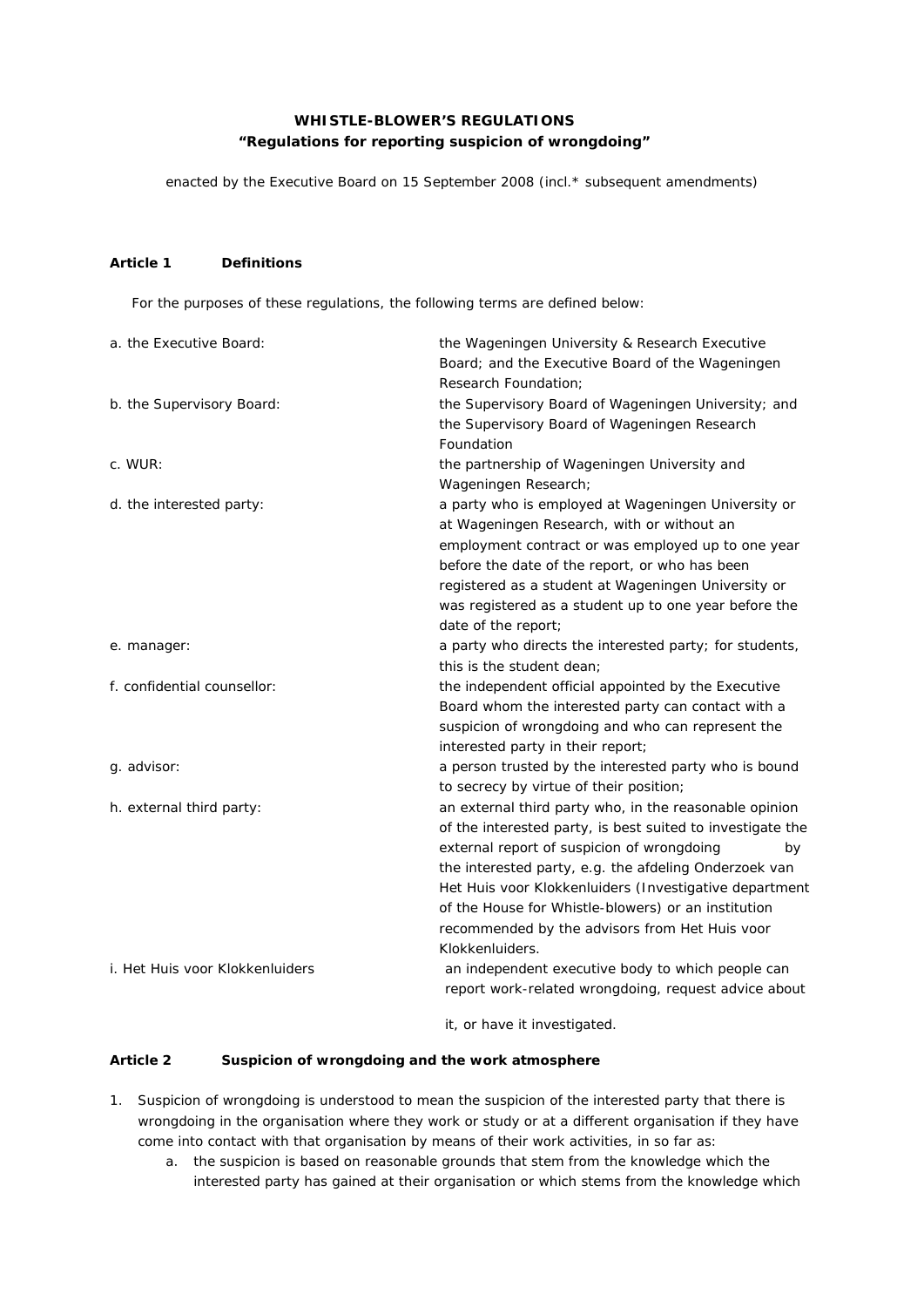**WHISTLE-BLOWER'S REGULATIONS**
**"Regulations for reporting suspicion of wrongdoing"**

enacted by the Executive Board on 15 September 2008 (incl.* subsequent amendments)

**Article 1 Definitions**

For the purposes of these regulations, the following terms are defined below:

| | |
|---|---|
| a. the Executive Board: | the Wageningen University & Research Executive Board; and the Executive Board of the Wageningen Research Foundation; |
| b. the Supervisory Board: | the Supervisory Board of Wageningen University; and the Supervisory Board of Wageningen Research Foundation |
| c. WUR: | the partnership of Wageningen University and Wageningen Research; |
| d. the interested party: | a party who is employed at Wageningen University or at Wageningen Research, with or without an employment contract or was employed up to one year before the date of the report, or who has been registered as a student at Wageningen University or was registered as a student up to one year before the date of the report; |
| e. manager: | a party who directs the interested party; for students, this is the student dean; |
| f. confidential counsellor: | the independent official appointed by the Executive Board whom the interested party can contact with a suspicion of wrongdoing and who can represent the interested party in their report; |
| g. advisor: | a person trusted by the interested party who is bound to secrecy by virtue of their position; |
| h. external third party: | an external third party who, in the reasonable opinion of the interested party, is best suited to investigate the external report of suspicion of wrongdoing by the interested party, e.g. the afdeling Onderzoek van Het Huis voor Klokkenluiders (Investigative department of the House for Whistle-blowers) or an institution recommended by the advisors from Het Huis voor Klokkenluiders. |
| i. Het Huis voor Klokkenluiders | an independent executive body to which people can report work-related wrongdoing, request advice about it, or have it investigated. |

**Article 2 Suspicion of wrongdoing and the work atmosphere**

1. Suspicion of wrongdoing is understood to mean the suspicion of the interested party that there is wrongdoing in the organisation where they work or study or at a different organisation if they have come into contact with that organisation by means of their work activities, in so far as:
    a. the suspicion is based on reasonable grounds that stem from the knowledge which the interested party has gained at their organisation or which stems from the knowledge which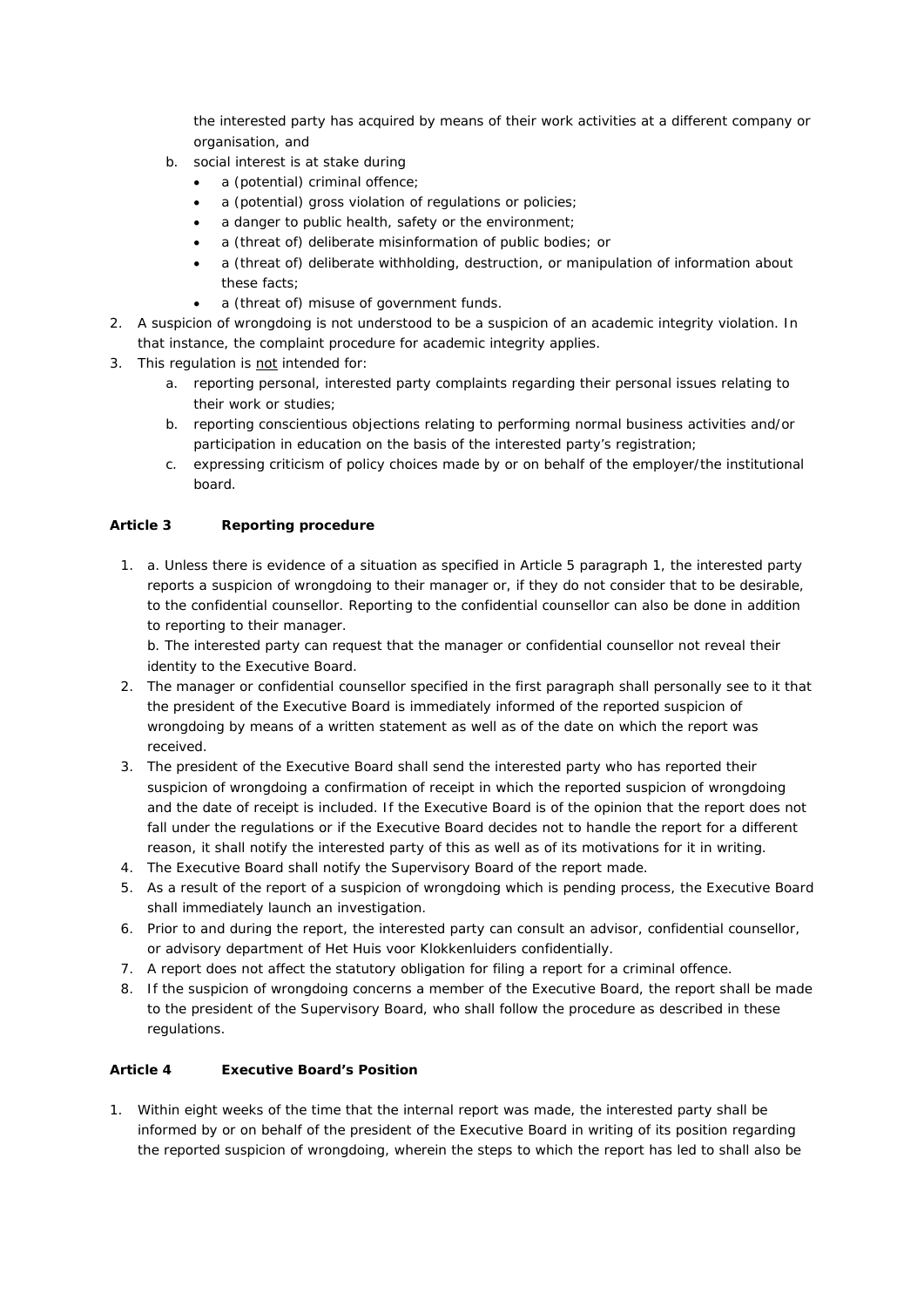the interested party has acquired by means of their work activities at a different company or organisation, and

   b. social interest is at stake during
      - a (potential) criminal offence;
      - a (potential) gross violation of regulations or policies;
      - a danger to public health, safety or the environment;
      - a (threat of) deliberate misinformation of public bodies; or
      - a (threat of) deliberate withholding, destruction, or manipulation of information about these facts;
      - a (threat of) misuse of government funds.

2. A suspicion of wrongdoing is not understood to be a suspicion of an academic integrity violation. In that instance, the complaint procedure for academic integrity applies.
3. This regulation is <u>not</u> intended for:
   a. reporting personal, interested party complaints regarding their personal issues relating to their work or studies;
   b. reporting conscientious objections relating to performing normal business activities and/or participation in education on the basis of the interested party's registration;
   c. expressing criticism of policy choices made by or on behalf of the employer/the institutional board.

**Article 3 Reporting procedure**

1. a. Unless there is evidence of a situation as specified in Article 5 paragraph 1, the interested party reports a suspicion of wrongdoing to their manager or, if they do not consider that to be desirable, to the confidential counsellor. Reporting to the confidential counsellor can also be done in addition to reporting to their manager.

   b. The interested party can request that the manager or confidential counsellor not reveal their identity to the Executive Board.
2. The manager or confidential counsellor specified in the first paragraph shall personally see to it that the president of the Executive Board is immediately informed of the reported suspicion of wrongdoing by means of a written statement as well as of the date on which the report was received.
3. The president of the Executive Board shall send the interested party who has reported their suspicion of wrongdoing a confirmation of receipt in which the reported suspicion of wrongdoing and the date of receipt is included. If the Executive Board is of the opinion that the report does not fall under the regulations or if the Executive Board decides not to handle the report for a different reason, it shall notify the interested party of this as well as of its motivations for it in writing.
4. The Executive Board shall notify the Supervisory Board of the report made.
5. As a result of the report of a suspicion of wrongdoing which is pending process, the Executive Board shall immediately launch an investigation.
6. Prior to and during the report, the interested party can consult an advisor, confidential counsellor, or advisory department of Het Huis voor Klokkenluiders confidentially.
7. A report does not affect the statutory obligation for filing a report for a criminal offence.
8. If the suspicion of wrongdoing concerns a member of the Executive Board, the report shall be made to the president of the Supervisory Board, who shall follow the procedure as described in these regulations.

**Article 4 Executive Board's Position**

1. Within eight weeks of the time that the internal report was made, the interested party shall be informed by or on behalf of the president of the Executive Board in writing of its position regarding the reported suspicion of wrongdoing, wherein the steps to which the report has led to shall also be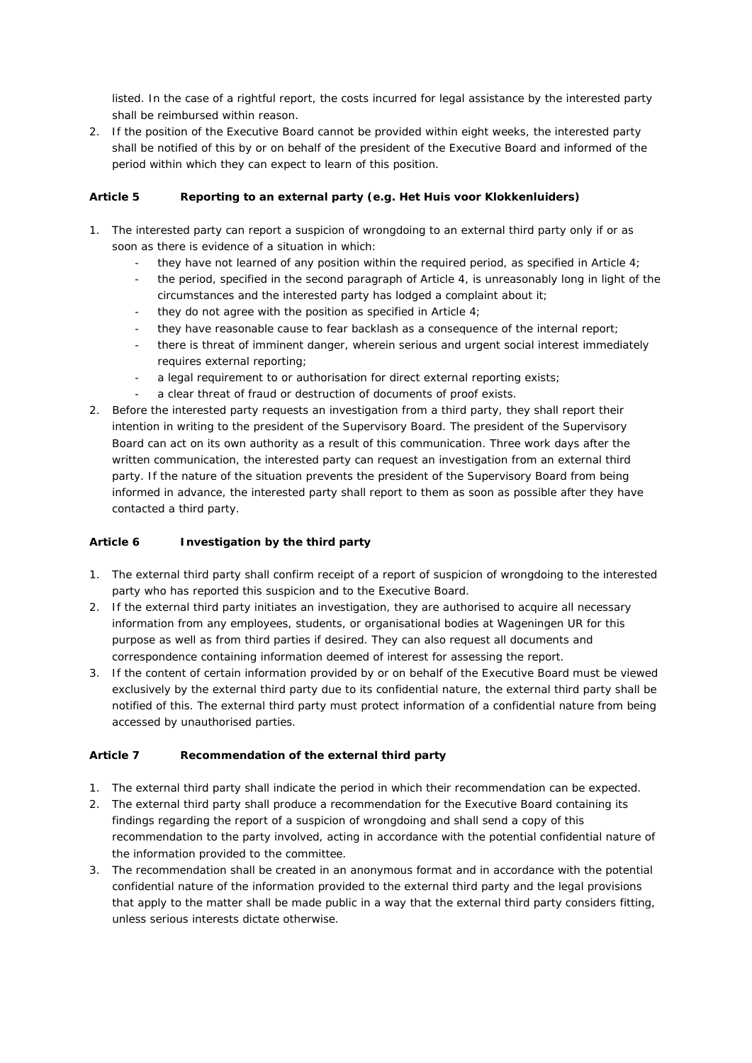listed. In the case of a rightful report, the costs incurred for legal assistance by the interested party shall be reimbursed within reason.

2. If the position of the Executive Board cannot be provided within eight weeks, the interested party shall be notified of this by or on behalf of the president of the Executive Board and informed of the period within which they can expect to learn of this position.

### Article 5 Reporting to an external party (e.g. Het Huis voor Klokkenluiders)

1. The interested party can report a suspicion of wrongdoing to an external third party only if or as soon as there is evidence of a situation in which:
   - they have not learned of any position within the required period, as specified in Article 4;
   - the period, specified in the second paragraph of Article 4, is unreasonably long in light of the circumstances and the interested party has lodged a complaint about it;
   - they do not agree with the position as specified in Article 4;
   - they have reasonable cause to fear backlash as a consequence of the internal report;
   - there is threat of imminent danger, wherein serious and urgent social interest immediately requires external reporting;
   - a legal requirement to or authorisation for direct external reporting exists;
   - a clear threat of fraud or destruction of documents of proof exists.
2. Before the interested party requests an investigation from a third party, they shall report their intention in writing to the president of the Supervisory Board. The president of the Supervisory Board can act on its own authority as a result of this communication. Three work days after the written communication, the interested party can request an investigation from an external third party. If the nature of the situation prevents the president of the Supervisory Board from being informed in advance, the interested party shall report to them as soon as possible after they have contacted a third party.

### Article 6 Investigation by the third party

1. The external third party shall confirm receipt of a report of suspicion of wrongdoing to the interested party who has reported this suspicion and to the Executive Board.
2. If the external third party initiates an investigation, they are authorised to acquire all necessary information from any employees, students, or organisational bodies at Wageningen UR for this purpose as well as from third parties if desired. They can also request all documents and correspondence containing information deemed of interest for assessing the report.
3. If the content of certain information provided by or on behalf of the Executive Board must be viewed exclusively by the external third party due to its confidential nature, the external third party shall be notified of this. The external third party must protect information of a confidential nature from being accessed by unauthorised parties.

### Article 7 Recommendation of the external third party

1. The external third party shall indicate the period in which their recommendation can be expected.
2. The external third party shall produce a recommendation for the Executive Board containing its findings regarding the report of a suspicion of wrongdoing and shall send a copy of this recommendation to the party involved, acting in accordance with the potential confidential nature of the information provided to the committee.
3. The recommendation shall be created in an anonymous format and in accordance with the potential confidential nature of the information provided to the external third party and the legal provisions that apply to the matter shall be made public in a way that the external third party considers fitting, unless serious interests dictate otherwise.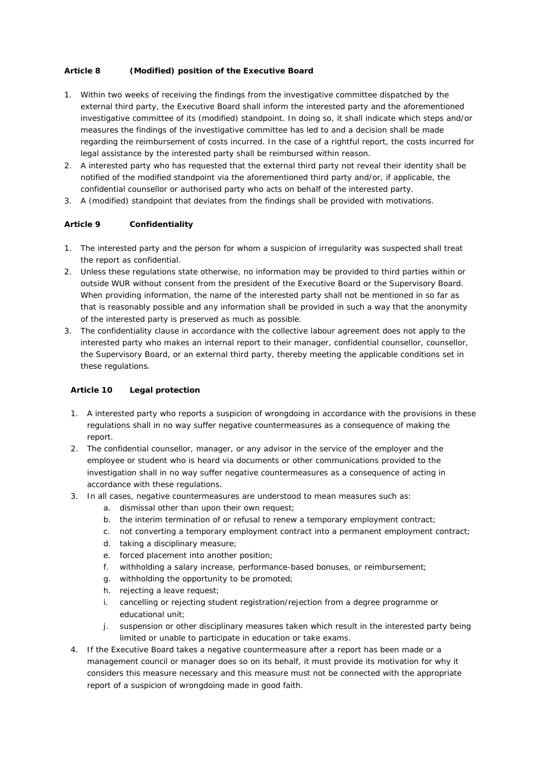### Article 8 (Modified) position of the Executive Board

1. Within two weeks of receiving the findings from the investigative committee dispatched by the external third party, the Executive Board shall inform the interested party and the aforementioned investigative committee of its (modified) standpoint. In doing so, it shall indicate which steps and/or measures the findings of the investigative committee has led to and a decision shall be made regarding the reimbursement of costs incurred. In the case of a rightful report, the costs incurred for legal assistance by the interested party shall be reimbursed within reason.
2. A interested party who has requested that the external third party not reveal their identity shall be notified of the modified standpoint via the aforementioned third party and/or, if applicable, the confidential counsellor or authorised party who acts on behalf of the interested party.
3. A (modified) standpoint that deviates from the findings shall be provided with motivations.

### Article 9 Confidentiality

1. The interested party and the person for whom a suspicion of irregularity was suspected shall treat the report as confidential.
2. Unless these regulations state otherwise, no information may be provided to third parties within or outside WUR without consent from the president of the Executive Board or the Supervisory Board. When providing information, the name of the interested party shall not be mentioned in so far as that is reasonably possible and any information shall be provided in such a way that the anonymity of the interested party is preserved as much as possible.
3. The confidentiality clause in accordance with the collective labour agreement does not apply to the interested party who makes an internal report to their manager, confidential counsellor, counsellor, the Supervisory Board, or an external third party, thereby meeting the applicable conditions set in these regulations.

### Article 10 Legal protection

1. A interested party who reports a suspicion of wrongdoing in accordance with the provisions in these regulations shall in no way suffer negative countermeasures as a consequence of making the report.
2. The confidential counsellor, manager, or any advisor in the service of the employer and the employee or student who is heard via documents or other communications provided to the investigation shall in no way suffer negative countermeasures as a consequence of acting in accordance with these regulations.
3. In all cases, negative countermeasures are understood to mean measures such as:
   a. dismissal other than upon their own request;
   b. the interim termination of or refusal to renew a temporary employment contract;
   c. not converting a temporary employment contract into a permanent employment contract;
   d. taking a disciplinary measure;
   e. forced placement into another position;
   f. withholding a salary increase, performance-based bonuses, or reimbursement;
   g. withholding the opportunity to be promoted;
   h. rejecting a leave request;
   i. cancelling or rejecting student registration/rejection from a degree programme or educational unit;
   j. suspension or other disciplinary measures taken which result in the interested party being limited or unable to participate in education or take exams.
4. If the Executive Board takes a negative countermeasure after a report has been made or a management council or manager does so on its behalf, it must provide its motivation for why it considers this measure necessary and this measure must not be connected with the appropriate report of a suspicion of wrongdoing made in good faith.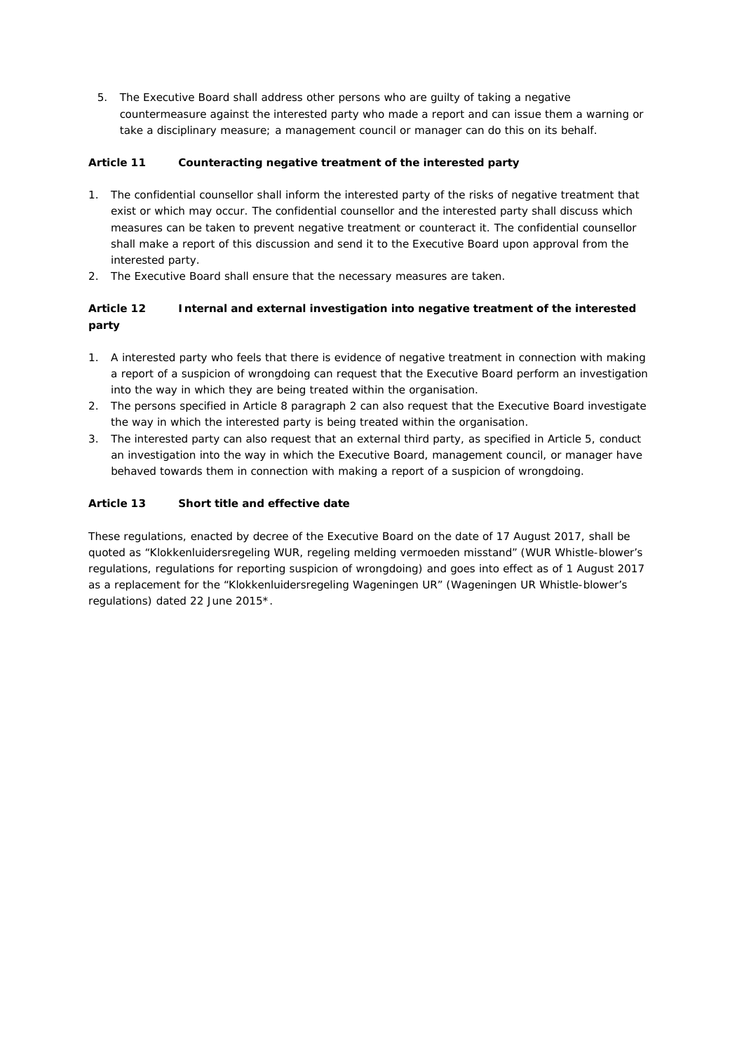5. The Executive Board shall address other persons who are guilty of taking a negative countermeasure against the interested party who made a report and can issue them a warning or take a disciplinary measure; a management council or manager can do this on its behalf.

**Article 11 Counteracting negative treatment of the interested party**

1. The confidential counsellor shall inform the interested party of the risks of negative treatment that exist or which may occur. The confidential counsellor and the interested party shall discuss which measures can be taken to prevent negative treatment or counteract it. The confidential counsellor shall make a report of this discussion and send it to the Executive Board upon approval from the interested party.
2. The Executive Board shall ensure that the necessary measures are taken.

**Article 12 Internal and external investigation into negative treatment of the interested party**

1. A interested party who feels that there is evidence of negative treatment in connection with making a report of a suspicion of wrongdoing can request that the Executive Board perform an investigation into the way in which they are being treated within the organisation.
2. The persons specified in Article 8 paragraph 2 can also request that the Executive Board investigate the way in which the interested party is being treated within the organisation.
3. The interested party can also request that an external third party, as specified in Article 5, conduct an investigation into the way in which the Executive Board, management council, or manager have behaved towards them in connection with making a report of a suspicion of wrongdoing.

**Article 13 Short title and effective date**

These regulations, enacted by decree of the Executive Board on the date of 17 August 2017, shall be quoted as "Klokkenluidersregeling WUR, regeling melding vermoeden misstand" (WUR Whistle-blower's regulations, regulations for reporting suspicion of wrongdoing) and goes into effect as of 1 August 2017 as a replacement for the "Klokkenluidersregeling Wageningen UR" (Wageningen UR Whistle-blower's regulations) dated 22 June 2015*.